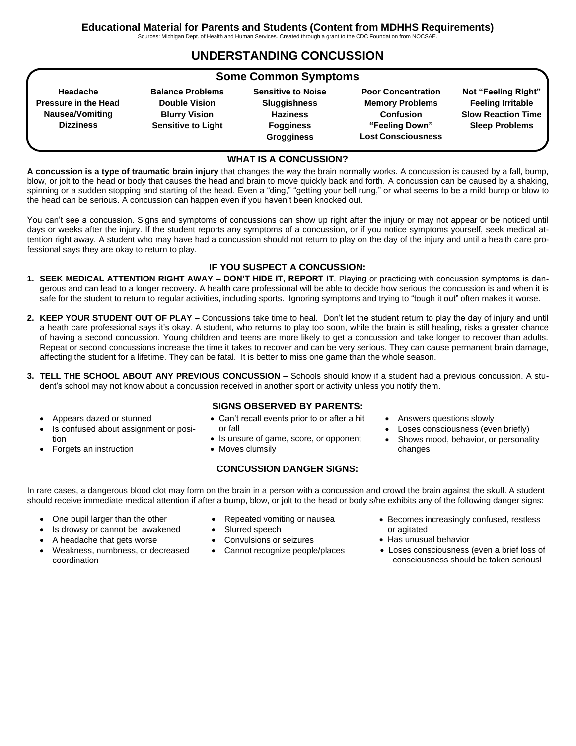**Educational Material for Parents and Students (Content from MDHHS Requirements)**

Sources: Michigan Dept. of Health and Human Services. Created through a grant to the CDC Foundation from NOCSAE.

# UNDERSTANDING CONCUSSION

## Some Common Symptoms

**Headache**
**Pressure in the Head**
**Nausea/Vomiting**
**Dizziness**
**Balance Problems**
**Double Vision**
**Blurry Vision**
**Sensitive to Light**
**Sensitive to Noise**
**Sluggishness**
**Haziness**
**Fogginess**
**Grogginess**
**Poor Concentration**
**Memory Problems**
**Confusion**
**"Feeling Down"**
**Lost Consciousness**
**Not "Feeling Right"**
**Feeling Irritable**
**Slow Reaction Time**
**Sleep Problems**

### WHAT IS A CONCUSSION?

**A concussion is a type of traumatic brain injury** that changes the way the brain normally works. A concussion is caused by a fall, bump, blow, or jolt to the head or body that causes the head and brain to move quickly back and forth. A concussion can be caused by a shaking, spinning or a sudden stopping and starting of the head. Even a "ding," "getting your bell rung," or what seems to be a mild bump or blow to the head can be serious. A concussion can happen even if you haven't been knocked out.

You can't see a concussion. Signs and symptoms of concussions can show up right after the injury or may not appear or be noticed until days or weeks after the injury. If the student reports any symptoms of a concussion, or if you notice symptoms yourself, seek medical attention right away. A student who may have had a concussion should not return to play on the day of the injury and until a health care professional says they are okay to return to play.

### IF YOU SUSPECT A CONCUSSION:

1. **SEEK MEDICAL ATTENTION RIGHT AWAY – DON'T HIDE IT, REPORT IT**. Playing or practicing with concussion symptoms is dangerous and can lead to a longer recovery. A health care professional will be able to decide how serious the concussion is and when it is safe for the student to return to regular activities, including sports. Ignoring symptoms and trying to "tough it out" often makes it worse.
2. **KEEP YOUR STUDENT OUT OF PLAY –** Concussions take time to heal. Don't let the student return to play the day of injury and until a heath care professional says it's okay. A student, who returns to play too soon, while the brain is still healing, risks a greater chance of having a second concussion. Young children and teens are more likely to get a concussion and take longer to recover than adults. Repeat or second concussions increase the time it takes to recover and can be very serious. They can cause permanent brain damage, affecting the student for a lifetime. They can be fatal. It is better to miss one game than the whole season.
3. **TELL THE SCHOOL ABOUT ANY PREVIOUS CONCUSSION –** Schools should know if a student had a previous concussion. A student's school may not know about a concussion received in another sport or activity unless you notify them.

### SIGNS OBSERVED BY PARENTS:

- Appears dazed or stunned
- Is confused about assignment or position
- Forgets an instruction
- Can't recall events prior to or after a hit or fall
- Is unsure of game, score, or opponent
- Moves clumsily
- Answers questions slowly
- Loses consciousness (even briefly)
- Shows mood, behavior, or personality changes

### CONCUSSION DANGER SIGNS:

In rare cases, a dangerous blood clot may form on the brain in a person with a concussion and crowd the brain against the skull. A student should receive immediate medical attention if after a bump, blow, or jolt to the head or body s/he exhibits any of the following danger signs:

- One pupil larger than the other
- Is drowsy or cannot be awakened
- A headache that gets worse
- Weakness, numbness, or decreased coordination
- Repeated vomiting or nausea
- Slurred speech
- Convulsions or seizures
- Cannot recognize people/places
- Becomes increasingly confused, restless or agitated
- Has unusual behavior
- Loses consciousness (even a brief loss of consciousness should be taken seriousl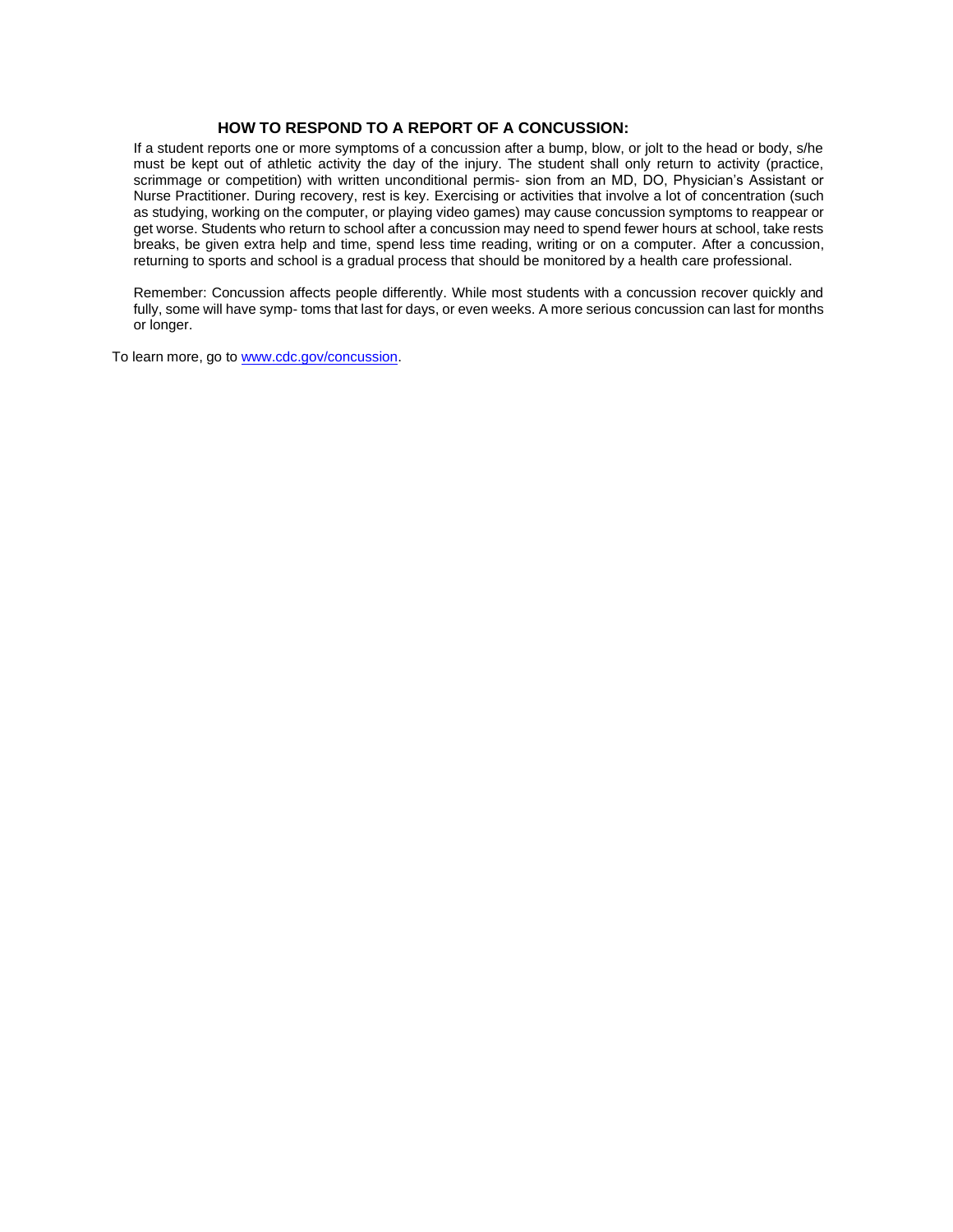### HOW TO RESPOND TO A REPORT OF A CONCUSSION:

If a student reports one or more symptoms of a concussion after a bump, blow, or jolt to the head or body, s/he must be kept out of athletic activity the day of the injury. The student shall only return to activity (practice, scrimmage or competition) with written unconditional permis- sion from an MD, DO, Physician's Assistant or Nurse Practitioner. During recovery, rest is key. Exercising or activities that involve a lot of concentration (such as studying, working on the computer, or playing video games) may cause concussion symptoms to reappear or get worse. Students who return to school after a concussion may need to spend fewer hours at school, take rests breaks, be given extra help and time, spend less time reading, writing or on a computer. After a concussion, returning to sports and school is a gradual process that should be monitored by a health care professional.

Remember: Concussion affects people differently. While most students with a concussion recover quickly and fully, some will have symp- toms that last for days, or even weeks. A more serious concussion can last for months or longer.

To learn more, go to [www.cdc.gov/concussion](http://www.cdc.gov/concussion).